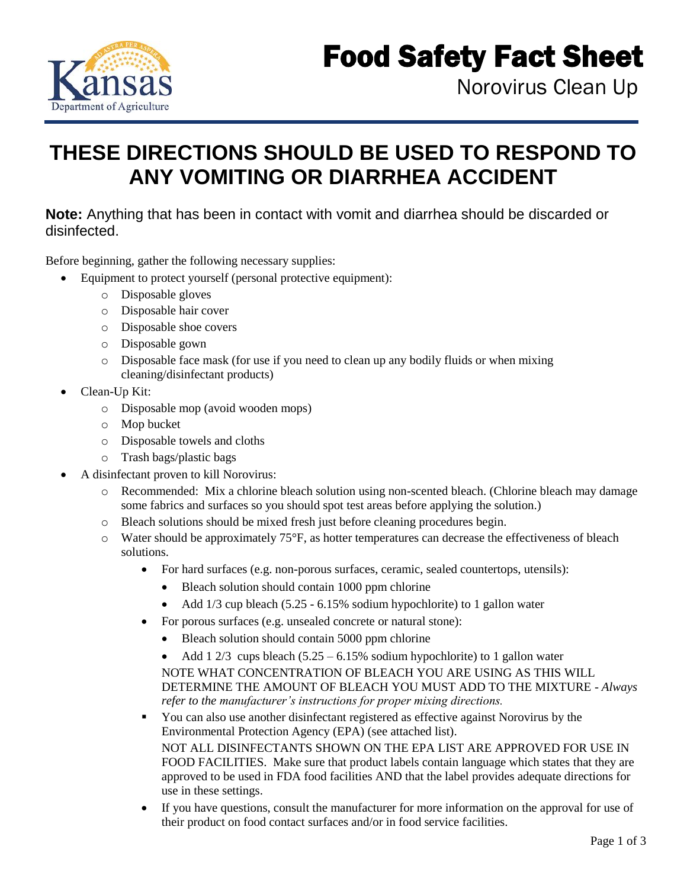# Food Safety Fact Sheet

## Norovirus Clean Up

## THESE DIRECTIONS SHOULD BE USED TO RESPOND TO ANY VOMITING OR DIARRHEA ACCIDENT

**Note:** Anything that has been in contact with vomit and diarrhea should be discarded or disinfected.

Before beginning, gather the following necessary supplies:

- Equipment to protect yourself (personal protective equipment):
  - Disposable gloves
  - Disposable hair cover
  - Disposable shoe covers
  - Disposable gown
  - Disposable face mask (for use if you need to clean up any bodily fluids or when mixing cleaning/disinfectant products)
- Clean-Up Kit:
  - Disposable mop (avoid wooden mops)
  - Mop bucket
  - Disposable towels and cloths
  - Trash bags/plastic bags
- A disinfectant proven to kill Norovirus:
  - Recommended: Mix a chlorine bleach solution using non-scented bleach. (Chlorine bleach may damage some fabrics and surfaces so you should spot test areas before applying the solution.)
  - Bleach solutions should be mixed fresh just before cleaning procedures begin.
  - Water should be approximately 75°F, as hotter temperatures can decrease the effectiveness of bleach solutions.
    - For hard surfaces (e.g. non-porous surfaces, ceramic, sealed countertops, utensils):
      - Bleach solution should contain 1000 ppm chlorine
      - Add 1/3 cup bleach (5.25 - 6.15% sodium hypochlorite) to 1 gallon water
    - For porous surfaces (e.g. unsealed concrete or natural stone):
      - Bleach solution should contain 5000 ppm chlorine
      - Add 1 2/3 cups bleach (5.25 – 6.15% sodium hypochlorite) to 1 gallon water

      NOTE WHAT CONCENTRATION OF BLEACH YOU ARE USING AS THIS WILL DETERMINE THE AMOUNT OF BLEACH YOU MUST ADD TO THE MIXTURE - *Always refer to the manufacturer's instructions for proper mixing directions.*
    - You can also use another disinfectant registered as effective against Norovirus by the Environmental Protection Agency (EPA) (see attached list).

      NOT ALL DISINFECTANTS SHOWN ON THE EPA LIST ARE APPROVED FOR USE IN FOOD FACILITIES. Make sure that product labels contain language which states that they are approved to be used in FDA food facilities AND that the label provides adequate directions for use in these settings.
    - If you have questions, consult the manufacturer for more information on the approval for use of their product on food contact surfaces and/or in food service facilities.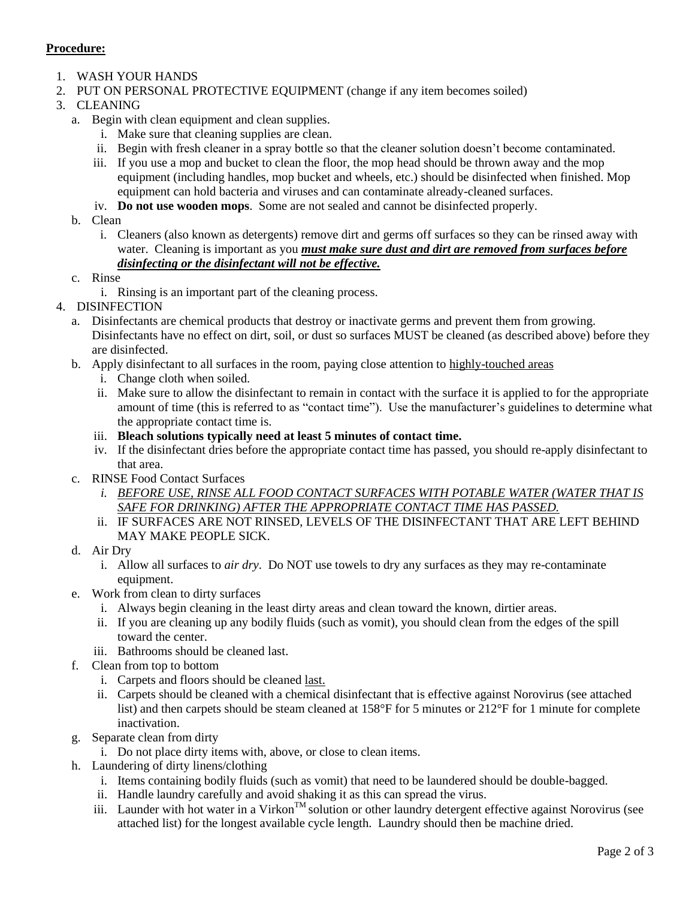**<u>Procedure:</u>**

1. WASH YOUR HANDS
2. PUT ON PERSONAL PROTECTIVE EQUIPMENT (change if any item becomes soiled)
3. CLEANING
   a. Begin with clean equipment and clean supplies.
      i. Make sure that cleaning supplies are clean.
      ii. Begin with fresh cleaner in a spray bottle so that the cleaner solution doesn't become contaminated.
      iii. If you use a mop and bucket to clean the floor, the mop head should be thrown away and the mop equipment (including handles, mop bucket and wheels, etc.) should be disinfected when finished. Mop equipment can hold bacteria and viruses and can contaminate already-cleaned surfaces.
      iv. **Do not use wooden mops**. Some are not sealed and cannot be disinfected properly.
   b. Clean
      i. Cleaners (also known as detergents) remove dirt and germs off surfaces so they can be rinsed away with water. Cleaning is important as you ***<u>must make sure dust and dirt are removed from surfaces before disinfecting or the disinfectant will not be effective.</u>***
   c. Rinse
      i. Rinsing is an important part of the cleaning process.
4. DISINFECTION
   a. Disinfectants are chemical products that destroy or inactivate germs and prevent them from growing. Disinfectants have no effect on dirt, soil, or dust so surfaces MUST be cleaned (as described above) before they are disinfected.
   b. Apply disinfectant to all surfaces in the room, paying close attention to <u>highly-touched areas</u>
      i. Change cloth when soiled.
      ii. Make sure to allow the disinfectant to remain in contact with the surface it is applied to for the appropriate amount of time (this is referred to as "contact time"). Use the manufacturer's guidelines to determine what the appropriate contact time is.
      iii. **Bleach solutions typically need at least 5 minutes of contact time.**
      iv. If the disinfectant dries before the appropriate contact time has passed, you should re-apply disinfectant to that area.
   c. RINSE Food Contact Surfaces
      i. *<u>BEFORE USE, RINSE ALL FOOD CONTACT SURFACES WITH POTABLE WATER (WATER THAT IS SAFE FOR DRINKING) AFTER THE APPROPRIATE CONTACT TIME HAS PASSED.</u>*
      ii. IF SURFACES ARE NOT RINSED, LEVELS OF THE DISINFECTANT THAT ARE LEFT BEHIND MAY MAKE PEOPLE SICK.
   d. Air Dry
      i. Allow all surfaces to *air dry*. Do NOT use towels to dry any surfaces as they may re-contaminate equipment.
   e. Work from clean to dirty surfaces
      i. Always begin cleaning in the least dirty areas and clean toward the known, dirtier areas.
      ii. If you are cleaning up any bodily fluids (such as vomit), you should clean from the edges of the spill toward the center.
      iii. Bathrooms should be cleaned last.
   f. Clean from top to bottom
      i. Carpets and floors should be cleaned <u>last.</u>
      ii. Carpets should be cleaned with a chemical disinfectant that is effective against Norovirus (see attached list) and then carpets should be steam cleaned at 158°F for 5 minutes or 212°F for 1 minute for complete inactivation.
   g. Separate clean from dirty
      i. Do not place dirty items with, above, or close to clean items.
   h. Laundering of dirty linens/clothing
      i. Items containing bodily fluids (such as vomit) that need to be laundered should be double-bagged.
      ii. Handle laundry carefully and avoid shaking it as this can spread the virus.
      iii. Launder with hot water in a Virkon™ solution or other laundry detergent effective against Norovirus (see attached list) for the longest available cycle length. Laundry should then be machine dried.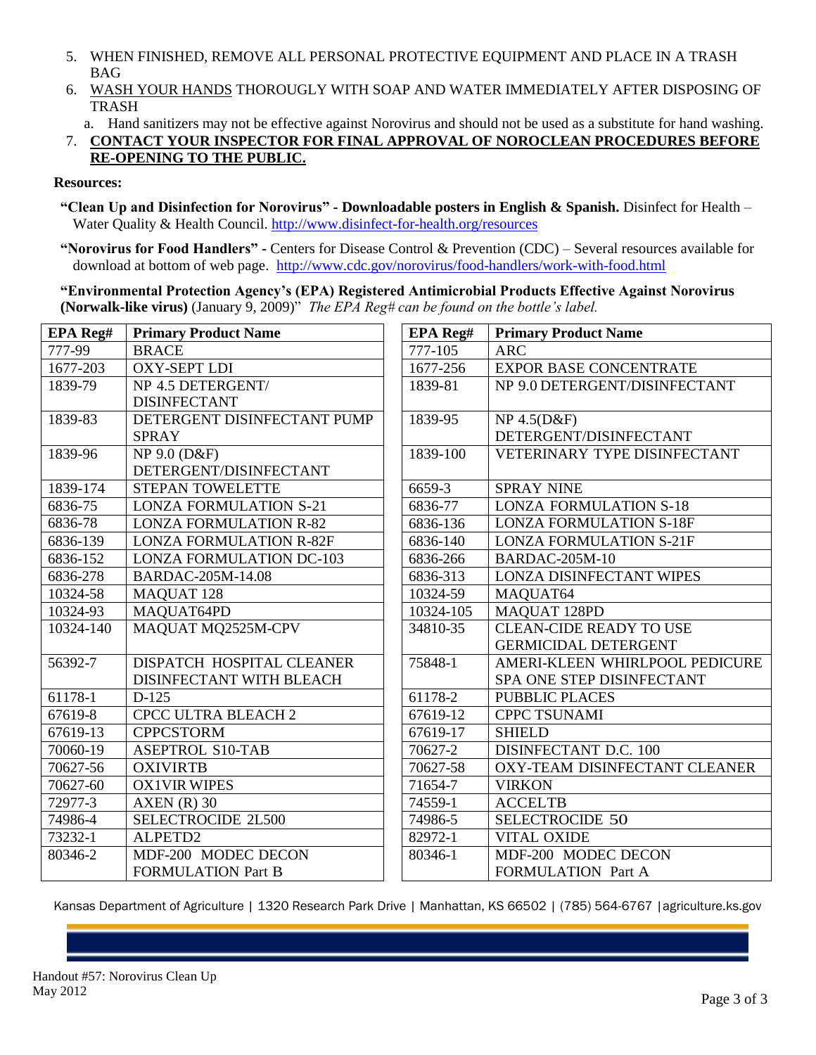5. WHEN FINISHED, REMOVE ALL PERSONAL PROTECTIVE EQUIPMENT AND PLACE IN A TRASH BAG
6. WASH YOUR HANDS THOROUGLY WITH SOAP AND WATER IMMEDIATELY AFTER DISPOSING OF TRASH
   a. Hand sanitizers may not be effective against Norovirus and should not be used as a substitute for hand washing.
7. **CONTACT YOUR INSPECTOR FOR FINAL APPROVAL OF NOROCLEAN PROCEDURES BEFORE RE-OPENING TO THE PUBLIC.**

**Resources:**

**"Clean Up and Disinfection for Norovirus" - Downloadable posters in English & Spanish.** Disinfect for Health – Water Quality & Health Council. http://www.disinfect-for-health.org/resources

**"Norovirus for Food Handlers" -** Centers for Disease Control & Prevention (CDC) – Several resources available for download at bottom of web page. http://www.cdc.gov/norovirus/food-handlers/work-with-food.html

**"Environmental Protection Agency's (EPA) Registered Antimicrobial Products Effective Against Norovirus (Norwalk-like virus)** (January 9, 2009)" *The EPA Reg# can be found on the bottle's label.*

| EPA Reg# | Primary Product Name | EPA Reg# | Primary Product Name |
|---|---|---|---|
| 777-99 | BRACE | 777-105 | ARC |
| 1677-203 | OXY-SEPT LDI | 1677-256 | EXPOR BASE CONCENTRATE |
| 1839-79 | NP 4.5 DETERGENT/ DISINFECTANT | 1839-81 | NP 9.0 DETERGENT/DISINFECTANT |
| 1839-83 | DETERGENT DISINFECTANT PUMP SPRAY | 1839-95 | NP 4.5(D&F) DETERGENT/DISINFECTANT |
| 1839-96 | NP 9.0 (D&F) DETERGENT/DISINFECTANT | 1839-100 | VETERINARY TYPE DISINFECTANT |
| 1839-174 | STEPAN TOWELETTE | 6659-3 | SPRAY NINE |
| 6836-75 | LONZA FORMULATION S-21 | 6836-77 | LONZA FORMULATION S-18 |
| 6836-78 | LONZA FORMULATION R-82 | 6836-136 | LONZA FORMULATION S-18F |
| 6836-139 | LONZA FORMULATION R-82F | 6836-140 | LONZA FORMULATION S-21F |
| 6836-152 | LONZA FORMULATION DC-103 | 6836-266 | BARDAC-205M-10 |
| 6836-278 | BARDAC-205M-14.08 | 6836-313 | LONZA DISINFECTANT WIPES |
| 10324-58 | MAQUAT 128 | 10324-59 | MAQUAT64 |
| 10324-93 | MAQUAT64PD | 10324-105 | MAQUAT 128PD |
| 10324-140 | MAQUAT MQ2525M-CPV | 34810-35 | CLEAN-CIDE READY TO USE GERMICIDAL DETERGENT |
| 56392-7 | DISPATCH HOSPITAL CLEANER DISINFECTANT WITH BLEACH | 75848-1 | AMERI-KLEEN WHIRLPOOL PEDICURE SPA ONE STEP DISINFECTANT |
| 61178-1 | D-125 | 61178-2 | PUBBLIC PLACES |
| 67619-8 | CPCC ULTRA BLEACH 2 | 67619-12 | CPPC TSUNAMI |
| 67619-13 | CPPCSTORM | 67619-17 | SHIELD |
| 70060-19 | ASEPTROL S10-TAB | 70627-2 | DISINFECTANT D.C. 100 |
| 70627-56 | OXIVIRTB | 70627-58 | OXY-TEAM DISINFECTANT CLEANER |
| 70627-60 | OX1VIR WIPES | 71654-7 | VIRKON |
| 72977-3 | AXEN (R) 30 | 74559-1 | ACCELTB |
| 74986-4 | SELECTROCIDE 2L500 | 74986-5 | SELECTROCIDE 50 |
| 73232-1 | ALPETD2 | 82972-1 | VITAL OXIDE |
| 80346-2 | MDF-200 MODEC DECON FORMULATION Part B | 80346-1 | MDF-200 MODEC DECON FORMULATION Part A |

Kansas Department of Agriculture | 1320 Research Park Drive | Manhattan, KS 66502 | (785) 564-6767 | agriculture.ks.gov

Handout #57: Norovirus Clean Up
May 2012